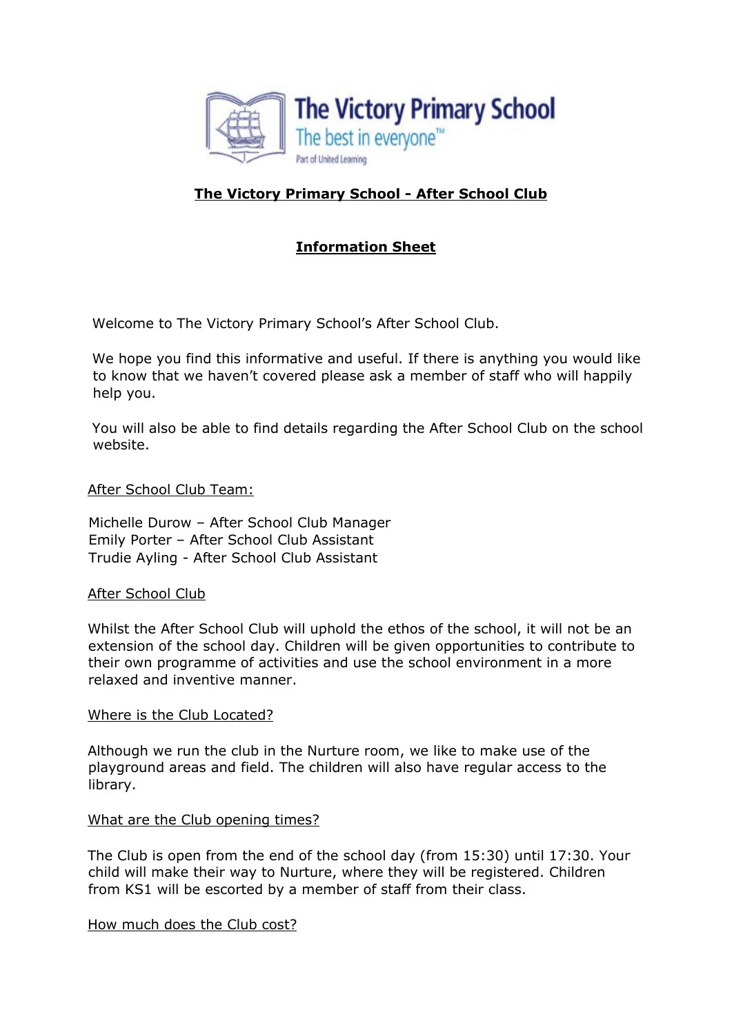The Victory Primary School
The best in everyone™
Part of United Learning

# The Victory Primary School - After School Club

## Information Sheet

Welcome to The Victory Primary School's After School Club.

We hope you find this informative and useful. If there is anything you would like to know that we haven't covered please ask a member of staff who will happily help you.

You will also be able to find details regarding the After School Club on the school website.

### After School Club Team:

Michelle Durow – After School Club Manager
Emily Porter – After School Club Assistant
Trudie Ayling - After School Club Assistant

### After School Club

Whilst the After School Club will uphold the ethos of the school, it will not be an extension of the school day. Children will be given opportunities to contribute to their own programme of activities and use the school environment in a more relaxed and inventive manner.

### Where is the Club Located?

Although we run the club in the Nurture room, we like to make use of the playground areas and field. The children will also have regular access to the library.

### What are the Club opening times?

The Club is open from the end of the school day (from 15:30) until 17:30. Your child will make their way to Nurture, where they will be registered. Children from KS1 will be escorted by a member of staff from their class.

### How much does the Club cost?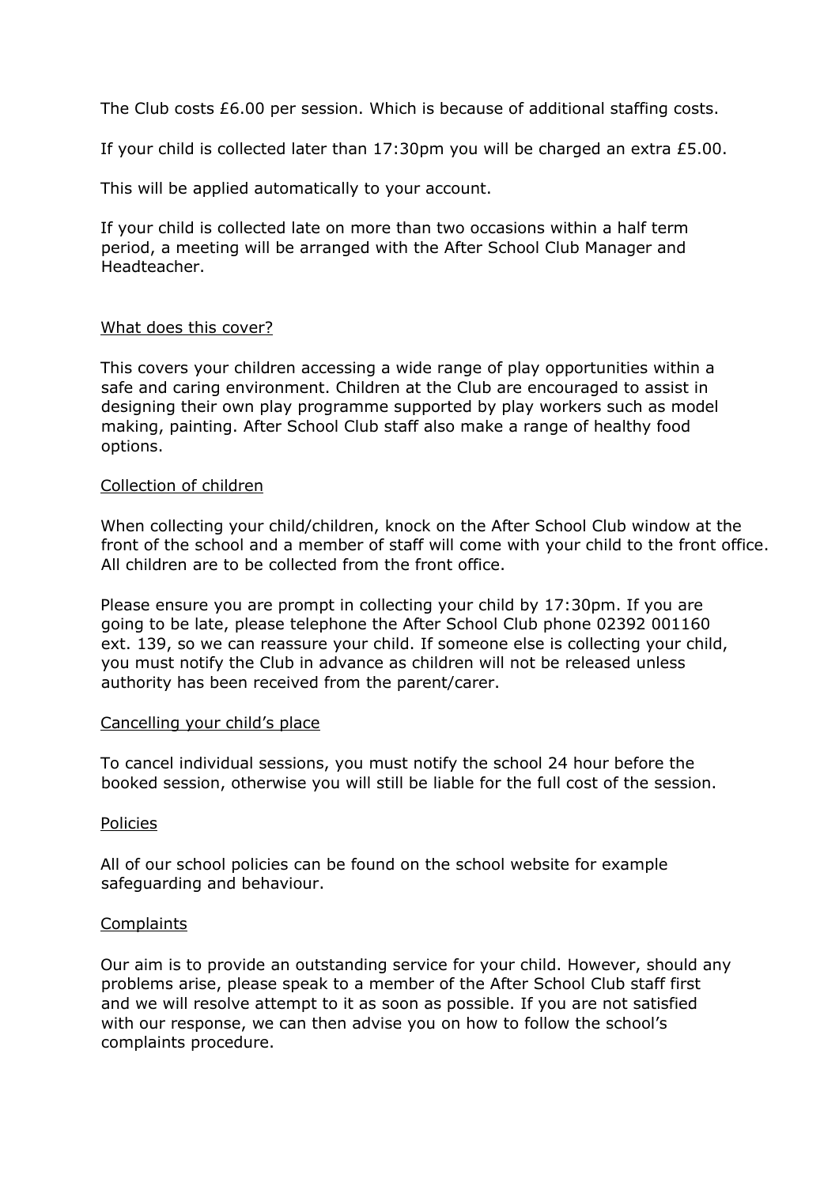The Club costs £6.00 per session. Which is because of additional staffing costs.

If your child is collected later than 17:30pm you will be charged an extra £5.00.

This will be applied automatically to your account.

If your child is collected late on more than two occasions within a half term period, a meeting will be arranged with the After School Club Manager and Headteacher.

## What does this cover?

This covers your children accessing a wide range of play opportunities within a safe and caring environment. Children at the Club are encouraged to assist in designing their own play programme supported by play workers such as model making, painting. After School Club staff also make a range of healthy food options.

## Collection of children

When collecting your child/children, knock on the After School Club window at the front of the school and a member of staff will come with your child to the front office. All children are to be collected from the front office.

Please ensure you are prompt in collecting your child by 17:30pm. If you are going to be late, please telephone the After School Club phone 02392 001160 ext. 139, so we can reassure your child. If someone else is collecting your child, you must notify the Club in advance as children will not be released unless authority has been received from the parent/carer.

## Cancelling your child's place

To cancel individual sessions, you must notify the school 24 hour before the booked session, otherwise you will still be liable for the full cost of the session.

## Policies

All of our school policies can be found on the school website for example safeguarding and behaviour.

## Complaints

Our aim is to provide an outstanding service for your child. However, should any problems arise, please speak to a member of the After School Club staff first and we will resolve attempt to it as soon as possible. If you are not satisfied with our response, we can then advise you on how to follow the school's complaints procedure.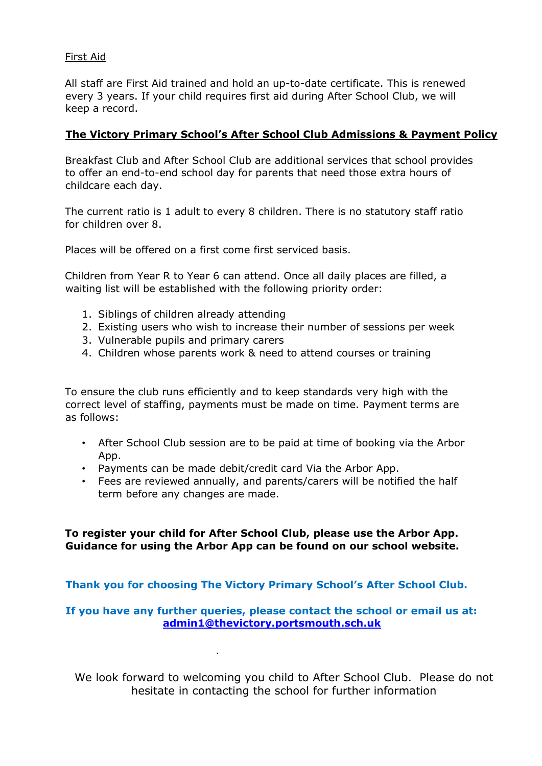First Aid

All staff are First Aid trained and hold an up-to-date certificate. This is renewed every 3 years. If your child requires first aid during After School Club, we will keep a record.

## The Victory Primary School's After School Club Admissions & Payment Policy

Breakfast Club and After School Club are additional services that school provides to offer an end-to-end school day for parents that need those extra hours of childcare each day.

The current ratio is 1 adult to every 8 children. There is no statutory staff ratio for children over 8.

Places will be offered on a first come first serviced basis.

Children from Year R to Year 6 can attend. Once all daily places are filled, a waiting list will be established with the following priority order:

1. Siblings of children already attending
2. Existing users who wish to increase their number of sessions per week
3. Vulnerable pupils and primary carers
4. Children whose parents work & need to attend courses or training

To ensure the club runs efficiently and to keep standards very high with the correct level of staffing, payments must be made on time. Payment terms are as follows:

- After School Club session are to be paid at time of booking via the Arbor App.
- Payments can be made debit/credit card Via the Arbor App.
- Fees are reviewed annually, and parents/carers will be notified the half term before any changes are made.

**To register your child for After School Club, please use the Arbor App. Guidance for using the Arbor App can be found on our school website.**

**Thank you for choosing The Victory Primary School's After School Club.**

**If you have any further queries, please contact the school or email us at: admin1@thevictory.portsmouth.sch.uk**

.

We look forward to welcoming you child to After School Club. Please do not hesitate in contacting the school for further information